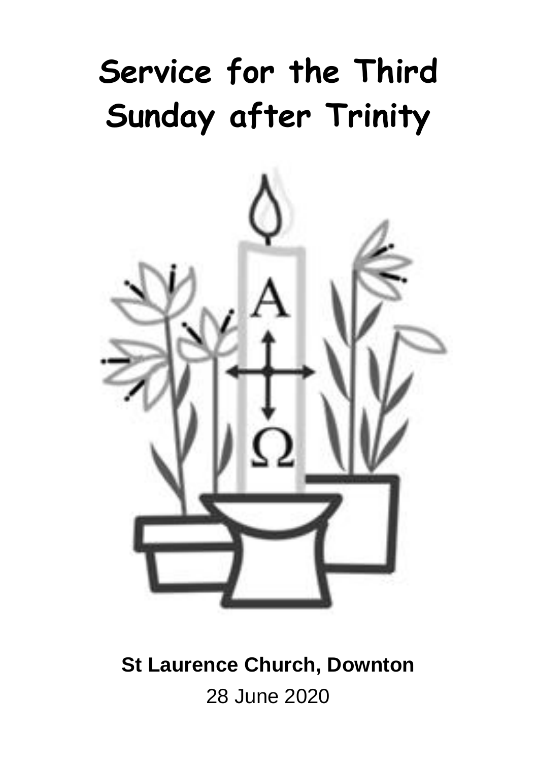# Service for the Third Sunday after Trinity

**St Laurence Church, Downton**

28 June 2020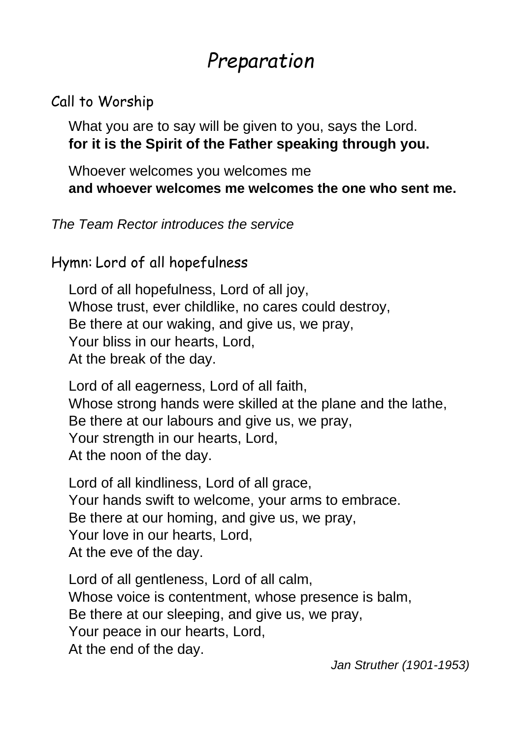# *Preparation*

## Call to Worship

What you are to say will be given to you, says the Lord.
**for it is the Spirit of the Father speaking through you.**

Whoever welcomes you welcomes me
**and whoever welcomes me welcomes the one who sent me.**

*The Team Rector introduces the service*

## Hymn: Lord of all hopefulness

Lord of all hopefulness, Lord of all joy,
Whose trust, ever childlike, no cares could destroy,
Be there at our waking, and give us, we pray,
Your bliss in our hearts, Lord,
At the break of the day.

Lord of all eagerness, Lord of all faith,
Whose strong hands were skilled at the plane and the lathe,
Be there at our labours and give us, we pray,
Your strength in our hearts, Lord,
At the noon of the day.

Lord of all kindliness, Lord of all grace,
Your hands swift to welcome, your arms to embrace.
Be there at our homing, and give us, we pray,
Your love in our hearts, Lord,
At the eve of the day.

Lord of all gentleness, Lord of all calm,
Whose voice is contentment, whose presence is balm,
Be there at our sleeping, and give us, we pray,
Your peace in our hearts, Lord,
At the end of the day.

*Jan Struther (1901-1953)*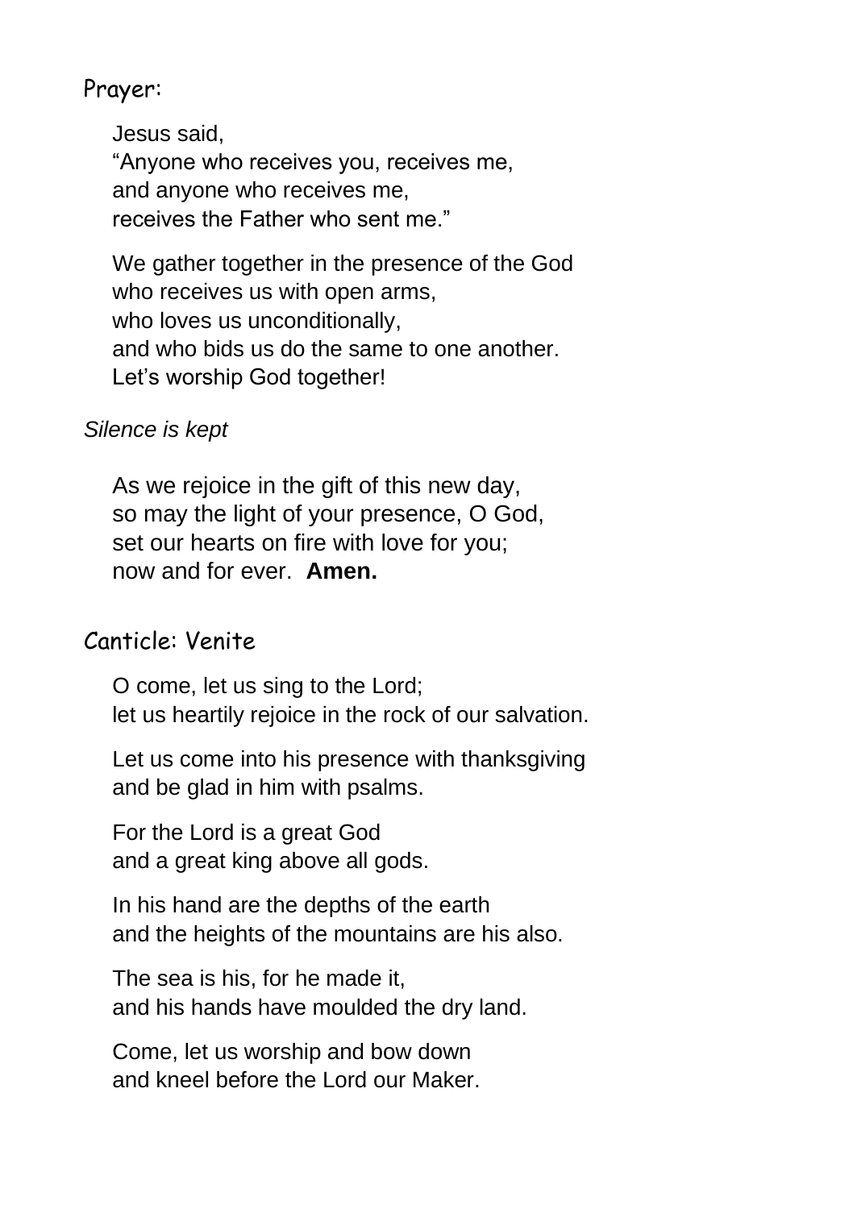## Prayer:

Jesus said,
“Anyone who receives you, receives me,
and anyone who receives me,
receives the Father who sent me.”

We gather together in the presence of the God
who receives us with open arms,
who loves us unconditionally,
and who bids us do the same to one another.
Let’s worship God together!

*Silence is kept*

As we rejoice in the gift of this new day,
so may the light of your presence, O God,
set our hearts on fire with love for you;
now and for ever. **Amen.**

## Canticle: Venite

O come, let us sing to the Lord;
let us heartily rejoice in the rock of our salvation.

Let us come into his presence with thanksgiving
and be glad in him with psalms.

For the Lord is a great God
and a great king above all gods.

In his hand are the depths of the earth
and the heights of the mountains are his also.

The sea is his, for he made it,
and his hands have moulded the dry land.

Come, let us worship and bow down
and kneel before the Lord our Maker.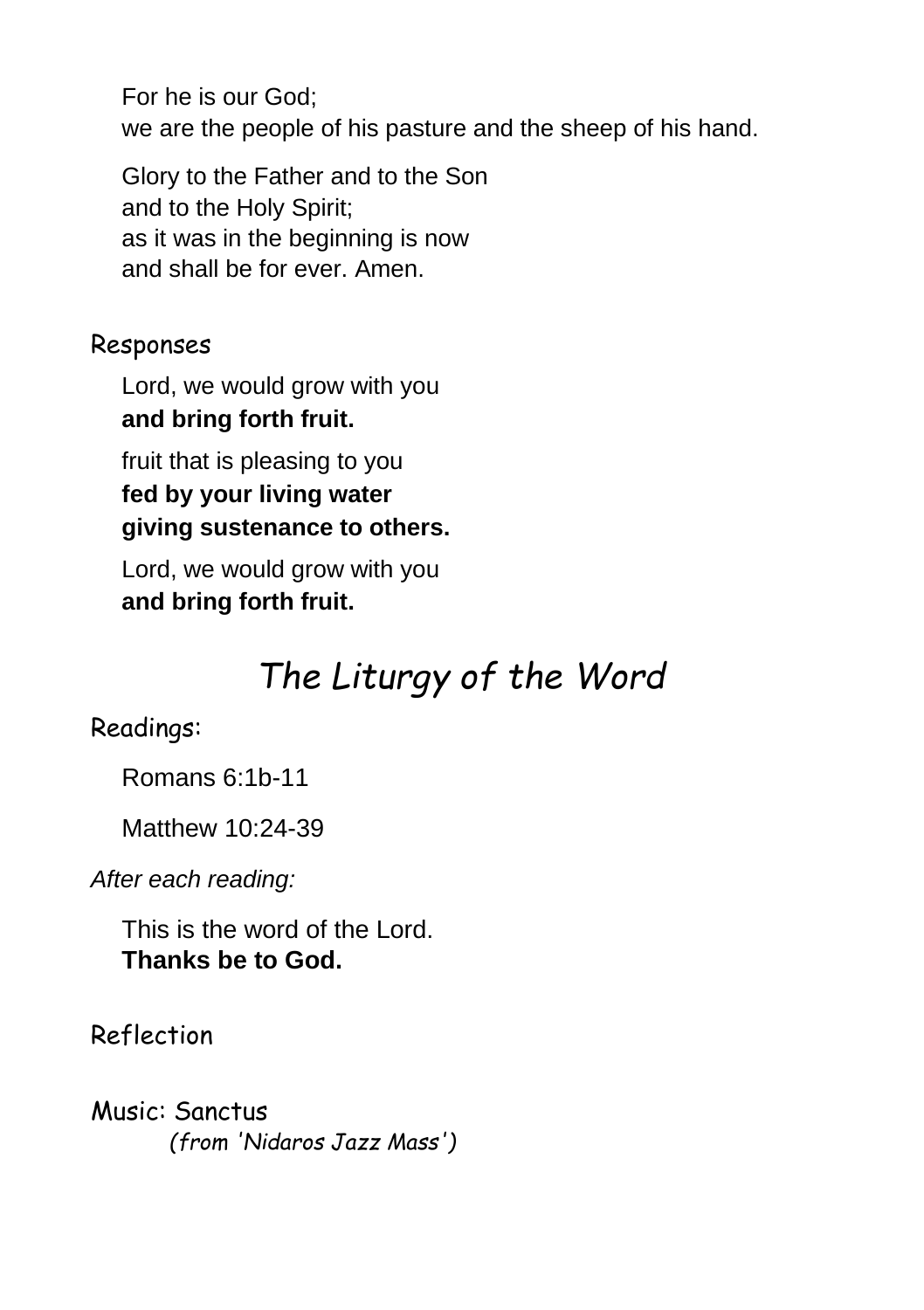For he is our God;
we are the people of his pasture and the sheep of his hand.

Glory to the Father and to the Son
and to the Holy Spirit;
as it was in the beginning is now
and shall be for ever. Amen.

## Responses

Lord, we would grow with you
**and bring forth fruit.**

fruit that is pleasing to you
**fed by your living water**
**giving sustenance to others.**

Lord, we would grow with you
**and bring forth fruit.**

# *The Liturgy of the Word*

## Readings:

Romans 6:1b-11

Matthew 10:24-39

*After each reading:*

This is the word of the Lord.
**Thanks be to God.**

## Reflection

## Music: Sanctus

*(from 'Nidaros Jazz Mass')*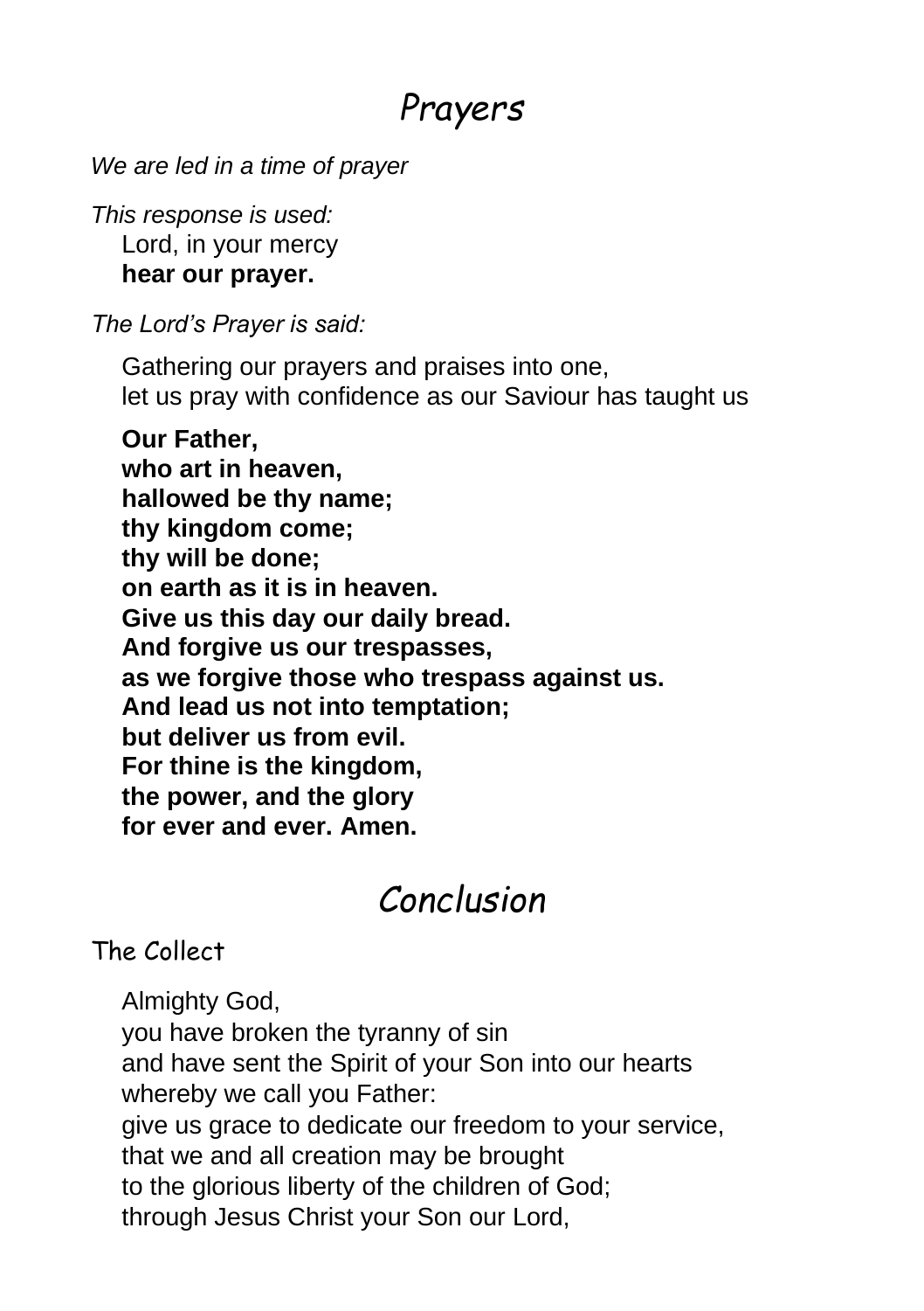# Prayers

*We are led in a time of prayer*

*This response is used:*

Lord, in your mercy
**hear our prayer.**

*The Lord's Prayer is said:*

Gathering our prayers and praises into one,
let us pray with confidence as our Saviour has taught us

**Our Father,**
**who art in heaven,**
**hallowed be thy name;**
**thy kingdom come;**
**thy will be done;**
**on earth as it is in heaven.**
**Give us this day our daily bread.**
**And forgive us our trespasses,**
**as we forgive those who trespass against us.**
**And lead us not into temptation;**
**but deliver us from evil.**
**For thine is the kingdom,**
**the power, and the glory**
**for ever and ever. Amen.**

# Conclusion

## The Collect

Almighty God,
you have broken the tyranny of sin
and have sent the Spirit of your Son into our hearts
whereby we call you Father:
give us grace to dedicate our freedom to your service,
that we and all creation may be brought
to the glorious liberty of the children of God;
through Jesus Christ your Son our Lord,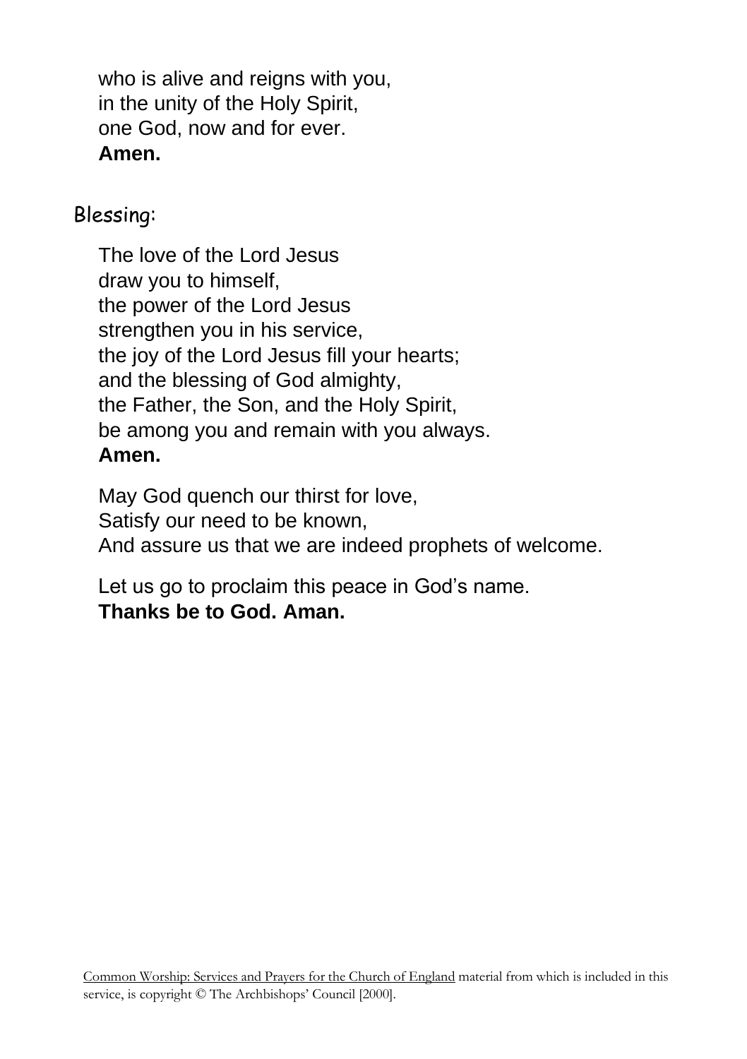who is alive and reigns with you,
in the unity of the Holy Spirit,
one God, now and for ever.
**Amen.**

## Blessing:

The love of the Lord Jesus
draw you to himself,
the power of the Lord Jesus
strengthen you in his service,
the joy of the Lord Jesus fill your hearts;
and the blessing of God almighty,
the Father, the Son, and the Holy Spirit,
be among you and remain with you always.
**Amen.**

May God quench our thirst for love,
Satisfy our need to be known,
And assure us that we are indeed prophets of welcome.

Let us go to proclaim this peace in God's name.
**Thanks be to God. Aman.**

Common Worship: Services and Prayers for the Church of England material from which is included in this service, is copyright © The Archbishops' Council [2000].